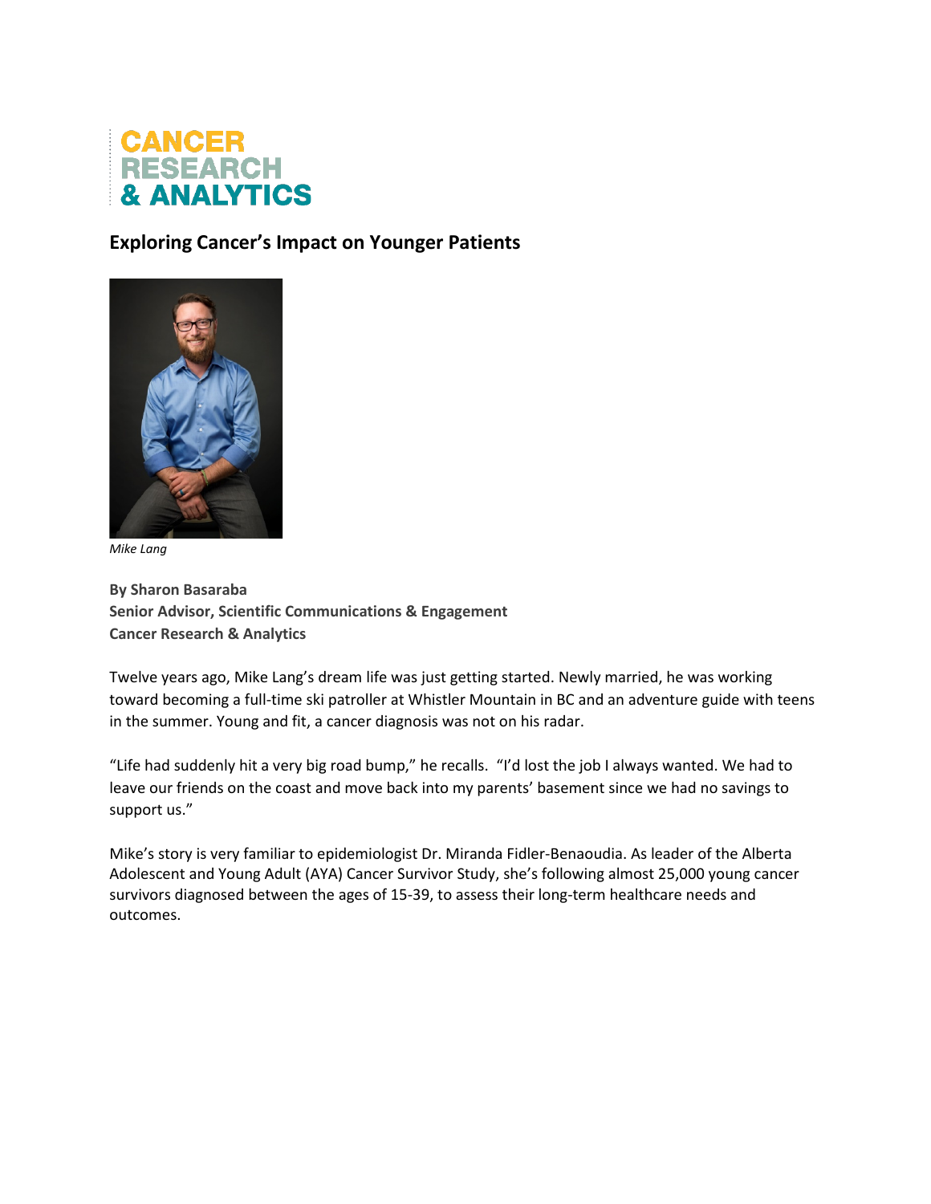CANCER
RESEARCH
& ANALYTICS

## Exploring Cancer's Impact on Younger Patients

*Mike Lang*

**By Sharon Basaraba**
**Senior Advisor, Scientific Communications & Engagement**
**Cancer Research & Analytics**

Twelve years ago, Mike Lang's dream life was just getting started. Newly married, he was working toward becoming a full-time ski patroller at Whistler Mountain in BC and an adventure guide with teens in the summer. Young and fit, a cancer diagnosis was not on his radar.

"Life had suddenly hit a very big road bump," he recalls. "I'd lost the job I always wanted. We had to leave our friends on the coast and move back into my parents' basement since we had no savings to support us."

Mike's story is very familiar to epidemiologist Dr. Miranda Fidler-Benaoudia. As leader of the Alberta Adolescent and Young Adult (AYA) Cancer Survivor Study, she's following almost 25,000 young cancer survivors diagnosed between the ages of 15-39, to assess their long-term healthcare needs and outcomes.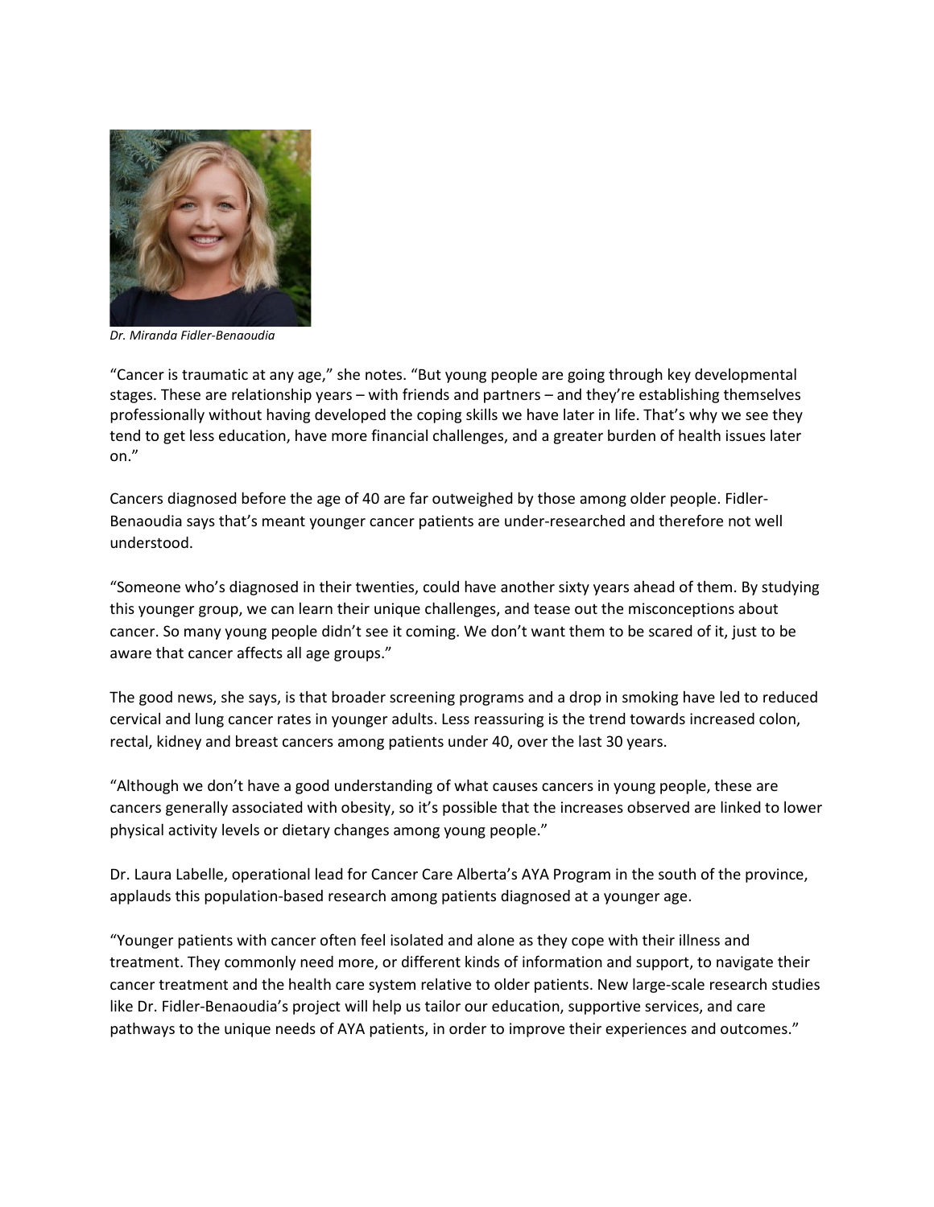*Dr. Miranda Fidler-Benaoudia*

“Cancer is traumatic at any age,” she notes. “But young people are going through key developmental stages. These are relationship years – with friends and partners – and they’re establishing themselves professionally without having developed the coping skills we have later in life. That’s why we see they tend to get less education, have more financial challenges, and a greater burden of health issues later on.”

Cancers diagnosed before the age of 40 are far outweighed by those among older people. Fidler-Benaoudia says that’s meant younger cancer patients are under-researched and therefore not well understood.

“Someone who’s diagnosed in their twenties, could have another sixty years ahead of them. By studying this younger group, we can learn their unique challenges, and tease out the misconceptions about cancer. So many young people didn’t see it coming. We don’t want them to be scared of it, just to be aware that cancer affects all age groups.”

The good news, she says, is that broader screening programs and a drop in smoking have led to reduced cervical and lung cancer rates in younger adults. Less reassuring is the trend towards increased colon, rectal, kidney and breast cancers among patients under 40, over the last 30 years.

“Although we don’t have a good understanding of what causes cancers in young people, these are cancers generally associated with obesity, so it’s possible that the increases observed are linked to lower physical activity levels or dietary changes among young people.”

Dr. Laura Labelle, operational lead for Cancer Care Alberta’s AYA Program in the south of the province, applauds this population-based research among patients diagnosed at a younger age.

“Younger patients with cancer often feel isolated and alone as they cope with their illness and treatment. They commonly need more, or different kinds of information and support, to navigate their cancer treatment and the health care system relative to older patients. New large-scale research studies like Dr. Fidler-Benaoudia’s project will help us tailor our education, supportive services, and care pathways to the unique needs of AYA patients, in order to improve their experiences and outcomes.”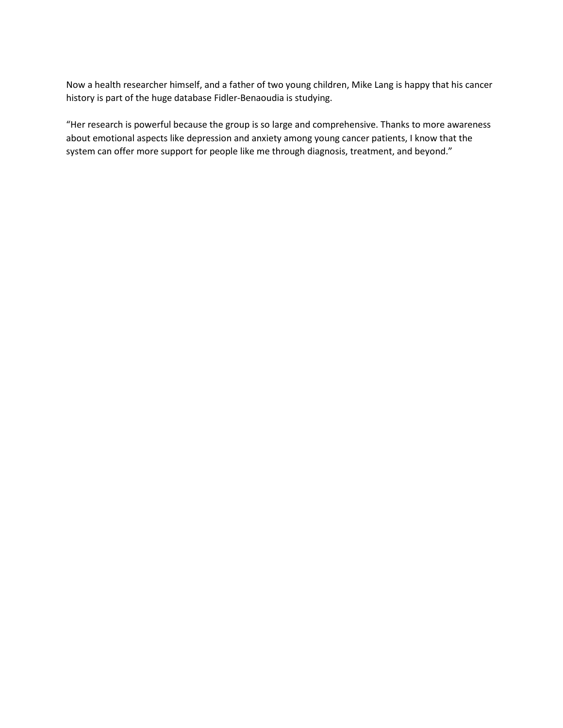Now a health researcher himself, and a father of two young children, Mike Lang is happy that his cancer history is part of the huge database Fidler-Benaoudia is studying.

“Her research is powerful because the group is so large and comprehensive. Thanks to more awareness about emotional aspects like depression and anxiety among young cancer patients, I know that the system can offer more support for people like me through diagnosis, treatment, and beyond.”